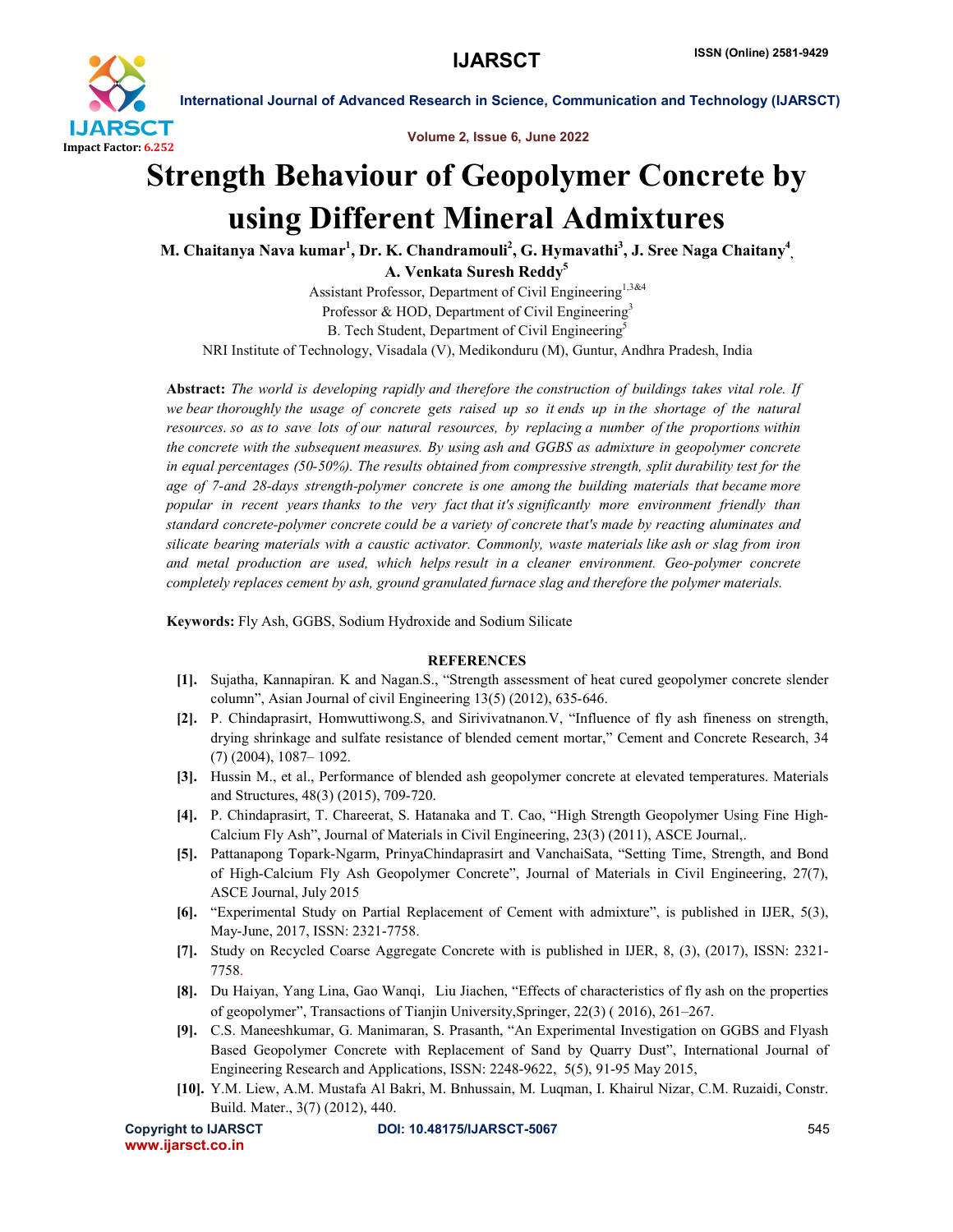# Strength Behaviour of Geopolymer Concrete by using Different Mineral Admixtures

**M. Chaitanya Nava kumar[1], Dr. K. Chandramouli[2], G. Hymavathi[3], J. Sree Naga Chaitany[4], A. Venkata Suresh Reddy[5]**

Assistant Professor, Department of Civil Engineering[1,3&4]
Professor & HOD, Department of Civil Engineering[3]
B. Tech Student, Department of Civil Engineering[5]
NRI Institute of Technology, Visadala (V), Medikonduru (M), Guntur, Andhra Pradesh, India

**Abstract:** *The world is developing rapidly and therefore the construction of buildings takes vital role. If we bear thoroughly the usage of concrete gets raised up so it ends up in the shortage of the natural resources. so as to save lots of our natural resources, by replacing a number of the proportions within the concrete with the subsequent measures. By using ash and GGBS as admixture in geopolymer concrete in equal percentages (50-50%). The results obtained from compressive strength, split durability test for the age of 7-and 28-days strength-polymer concrete is one among the building materials that became more popular in recent years thanks to the very fact that it's significantly more environment friendly than standard concrete-polymer concrete could be a variety of concrete that's made by reacting aluminates and silicate bearing materials with a caustic activator. Commonly, waste materials like ash or slag from iron and metal production are used, which helps result in a cleaner environment. Geo-polymer concrete completely replaces cement by ash, ground granulated furnace slag and therefore the polymer materials.*

**Keywords:** Fly Ash, GGBS, Sodium Hydroxide and Sodium Silicate

## REFERENCES

- [1]. Sujatha, Kannapiran. K and Nagan.S., "Strength assessment of heat cured geopolymer concrete slender column", Asian Journal of civil Engineering 13(5) (2012), 635-646.
- [2]. P. Chindaprasirt, Homwuttiwong.S, and Sirivivatnanon.V, "Influence of fly ash fineness on strength, drying shrinkage and sulfate resistance of blended cement mortar," Cement and Concrete Research, 34 (7) (2004), 1087– 1092.
- [3]. Hussin M., et al., Performance of blended ash geopolymer concrete at elevated temperatures. Materials and Structures, 48(3) (2015), 709-720.
- [4]. P. Chindaprasirt, T. Chareerat, S. Hatanaka and T. Cao, "High Strength Geopolymer Using Fine High-Calcium Fly Ash", Journal of Materials in Civil Engineering, 23(3) (2011), ASCE Journal,.
- [5]. Pattanapong Topark-Ngarm, PrinyaChindaprasirt and VanchaiSata, "Setting Time, Strength, and Bond of High-Calcium Fly Ash Geopolymer Concrete", Journal of Materials in Civil Engineering, 27(7), ASCE Journal, July 2015
- [6]. "Experimental Study on Partial Replacement of Cement with admixture", is published in IJER, 5(3), May-June, 2017, ISSN: 2321-7758.
- [7]. Study on Recycled Coarse Aggregate Concrete with is published in IJER, 8, (3), (2017), ISSN: 2321-7758.
- [8]. Du Haiyan, Yang Lina, Gao Wanqi, Liu Jiachen, "Effects of characteristics of fly ash on the properties of geopolymer", Transactions of Tianjin University,Springer, 22(3) ( 2016), 261–267.
- [9]. C.S. Maneeshkumar, G. Manimaran, S. Prasanth, "An Experimental Investigation on GGBS and Flyash Based Geopolymer Concrete with Replacement of Sand by Quarry Dust", International Journal of Engineering Research and Applications, ISSN: 2248-9622, 5(5), 91-95 May 2015,
- [10]. Y.M. Liew, A.M. Mustafa Al Bakri, M. Bnhussain, M. Luqman, I. Khairul Nizar, C.M. Ruzaidi, Constr. Build. Mater., 3(7) (2012), 440.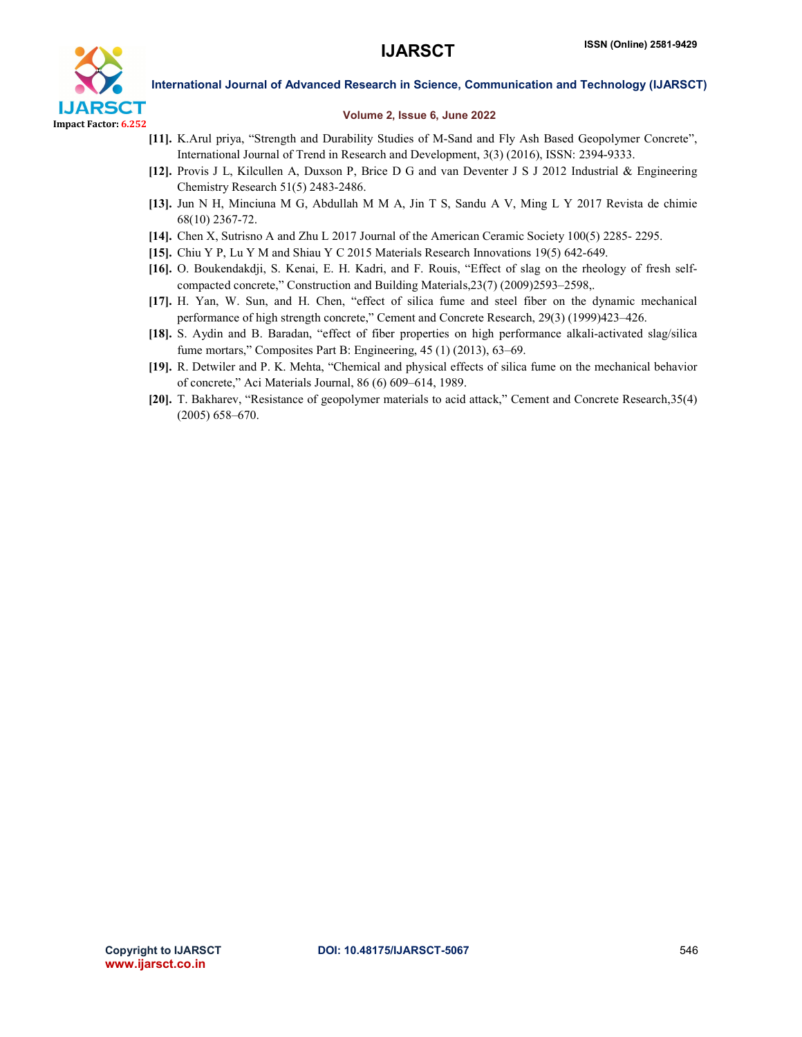[11]. K.Arul priya, “Strength and Durability Studies of M-Sand and Fly Ash Based Geopolymer Concrete”, International Journal of Trend in Research and Development, 3(3) (2016), ISSN: 2394-9333.

[12]. Provis J L, Kilcullen A, Duxson P, Brice D G and van Deventer J S J 2012 Industrial & Engineering Chemistry Research 51(5) 2483-2486.

[13]. Jun N H, Minciuna M G, Abdullah M M A, Jin T S, Sandu A V, Ming L Y 2017 Revista de chimie 68(10) 2367-72.

[14]. Chen X, Sutrisno A and Zhu L 2017 Journal of the American Ceramic Society 100(5) 2285- 2295.

[15]. Chiu Y P, Lu Y M and Shiau Y C 2015 Materials Research Innovations 19(5) 642-649.

[16]. O. Boukendakdji, S. Kenai, E. H. Kadri, and F. Rouis, “Effect of slag on the rheology of fresh self-compacted concrete,” Construction and Building Materials,23(7) (2009)2593–2598,.

[17]. H. Yan, W. Sun, and H. Chen, “effect of silica fume and steel fiber on the dynamic mechanical performance of high strength concrete,” Cement and Concrete Research, 29(3) (1999)423–426.

[18]. S. Aydin and B. Baradan, “effect of fiber properties on high performance alkali-activated slag/silica fume mortars,” Composites Part B: Engineering, 45 (1) (2013), 63–69.

[19]. R. Detwiler and P. K. Mehta, “Chemical and physical effects of silica fume on the mechanical behavior of concrete,” Aci Materials Journal, 86 (6) 609–614, 1989.

[20]. T. Bakharev, “Resistance of geopolymer materials to acid attack,” Cement and Concrete Research,35(4) (2005) 658–670.